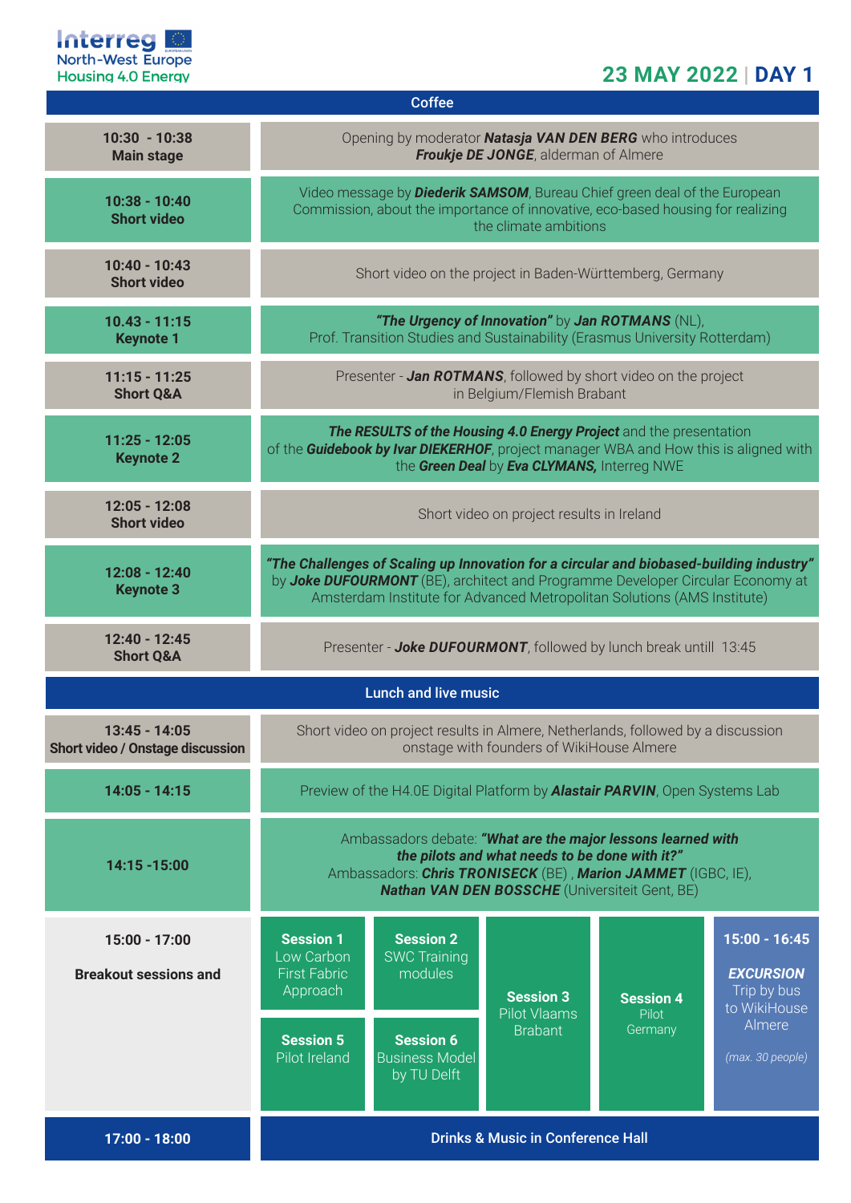Interreg North-West Europe Housing 4.0 Energy

## 23 MAY 2022 | DAY 1

| Time | Programme |
|---|---|
| | **Coffee** |
| **10:30 - 10:38 Main stage** | Opening by moderator ***Natasja VAN DEN BERG*** who introduces ***Froukje DE JONGE***, alderman of Almere |
| **10:38 - 10:40 Short video** | Video message by ***Diederik SAMSOM***, Bureau Chief green deal of the European Commission, about the importance of innovative, eco-based housing for realizing the climate ambitions |
| **10:40 - 10:43 Short video** | Short video on the project in Baden-Württemberg, Germany |
| **10.43 - 11:15 Keynote 1** | ***"The Urgency of Innovation"*** by ***Jan ROTMANS*** (NL), Prof. Transition Studies and Sustainability (Erasmus University Rotterdam) |
| **11:15 - 11:25 Short Q&A** | Presenter - ***Jan ROTMANS***, followed by short video on the project in Belgium/Flemish Brabant |
| **11:25 - 12:05 Keynote 2** | ***The RESULTS of the Housing 4.0 Energy Project*** and the presentation of the ***Guidebook by Ivar DIEKERHOF***, project manager WBA and How this is aligned with the ***Green Deal*** by ***Eva CLYMANS,*** Interreg NWE |
| **12:05 - 12:08 Short video** | Short video on project results in Ireland |
| **12:08 - 12:40 Keynote 3** | ***"The Challenges of Scaling up Innovation for a circular and biobased-building industry"*** by ***Joke DUFOURMONT*** (BE), architect and Programme Developer Circular Economy at Amsterdam Institute for Advanced Metropolitan Solutions (AMS Institute) |
| **12:40 - 12:45 Short Q&A** | Presenter - ***Joke DUFOURMONT***, followed by lunch break untill 13:45 |
| | **Lunch and live music** |
| **13:45 - 14:05 Short video / Onstage discussion** | Short video on project results in Almere, Netherlands, followed by a discussion onstage with founders of WikiHouse Almere |
| **14:05 - 14:15** | Preview of the H4.0E Digital Platform by ***Alastair PARVIN***, Open Systems Lab |
| **14:15 -15:00** | Ambassadors debate: ***"What are the major lessons learned with the pilots and what needs to be done with it?"*** Ambassadors: ***Chris TRONISECK*** (BE) , ***Marion JAMMET*** (IGBC, IE), ***Nathan VAN DEN BOSSCHE*** (Universiteit Gent, BE) |
| **15:00 - 17:00 Breakout sessions and** | **Session 1** Low Carbon First Fabric Approach; **Session 2** SWC Training modules; **Session 3** Pilot Vlaams Brabant; **Session 4** Pilot Germany; **Session 5** Pilot Ireland; **Session 6** Business Model by TU Delft; **15:00 - 16:45** ***EXCURSION*** Trip by bus to WikiHouse Almere *(max. 30 people)* |
| **17:00 - 18:00** | **Drinks & Music in Conference Hall** |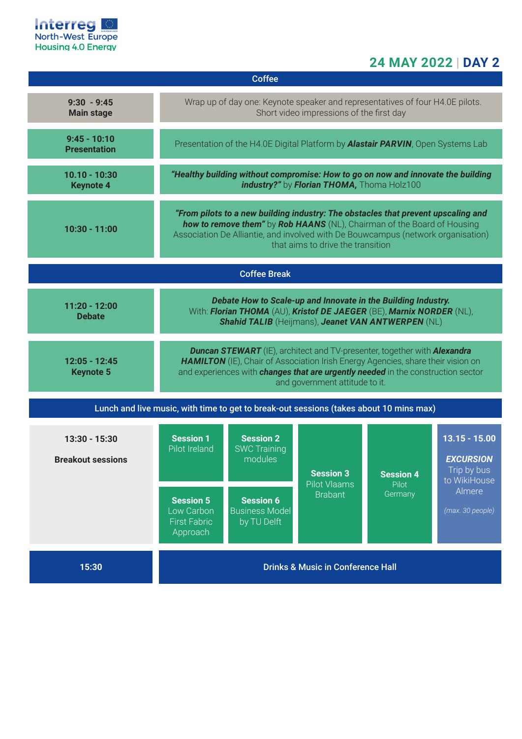Interreg North-West Europe Housing 4.0 Energy

## 24 MAY 2022 | DAY 2

| Time | Programme |
|---|---|
| | **Coffee** |
| **9:30 - 9:45 Main stage** | Wrap up of day one: Keynote speaker and representatives of four H4.0E pilots. Short video impressions of the first day |
| **9:45 - 10:10 Presentation** | Presentation of the H4.0E Digital Platform by ***Alastair PARVIN***, Open Systems Lab |
| **10.10 - 10:30 Keynote 4** | ***"Healthy building without compromise: How to go on now and innovate the building industry?"*** by ***Florian THOMA,*** Thoma Holz100 |
| **10:30 - 11:00** | ***"From pilots to a new building industry: The obstacles that prevent upscaling and how to remove them"*** by ***Rob HAANS*** (NL), Chairman of the Board of Housing Association De Alliantie, and involved with De Bouwcampus (network organisation) that aims to drive the transition |
| | **Coffee Break** |
| **11:20 - 12:00 Debate** | ***Debate How to Scale-up and Innovate in the Building Industry.*** With: ***Florian THOMA*** (AU), ***Kristof DE JAEGER*** (BE), ***Marnix NORDER*** (NL), ***Shahid TALIB*** (Heijmans), ***Jeanet VAN ANTWERPEN*** (NL) |
| **12:05 - 12:45 Keynote 5** | ***Duncan STEWART*** (IE), architect and TV-presenter, together with ***Alexandra HAMILTON*** (IE), Chair of Association Irish Energy Agencies, share their vision on and experiences with ***changes that are urgently needed*** in the construction sector and government attitude to it. |
| | **Lunch and live music, with time to get to break-out sessions (takes about 10 mins max)** |

| **13:30 - 15:30 Breakout sessions** | | | | | |
|---|---|---|---|---|---|
| | **Session 1** Pilot Ireland | **Session 2** SWC Training modules | **Session 3** Pilot Vlaams Brabant | **Session 4** Pilot Germany | **13.15 - 15.00** ***EXCURSION*** Trip by bus to WikiHouse Almere *(max. 30 people)* |
| | **Session 5** Low Carbon First Fabric Approach | **Session 6** Business Model by TU Delft | | | |

| **15:30** | **Drinks & Music in Conference Hall** |
|---|---|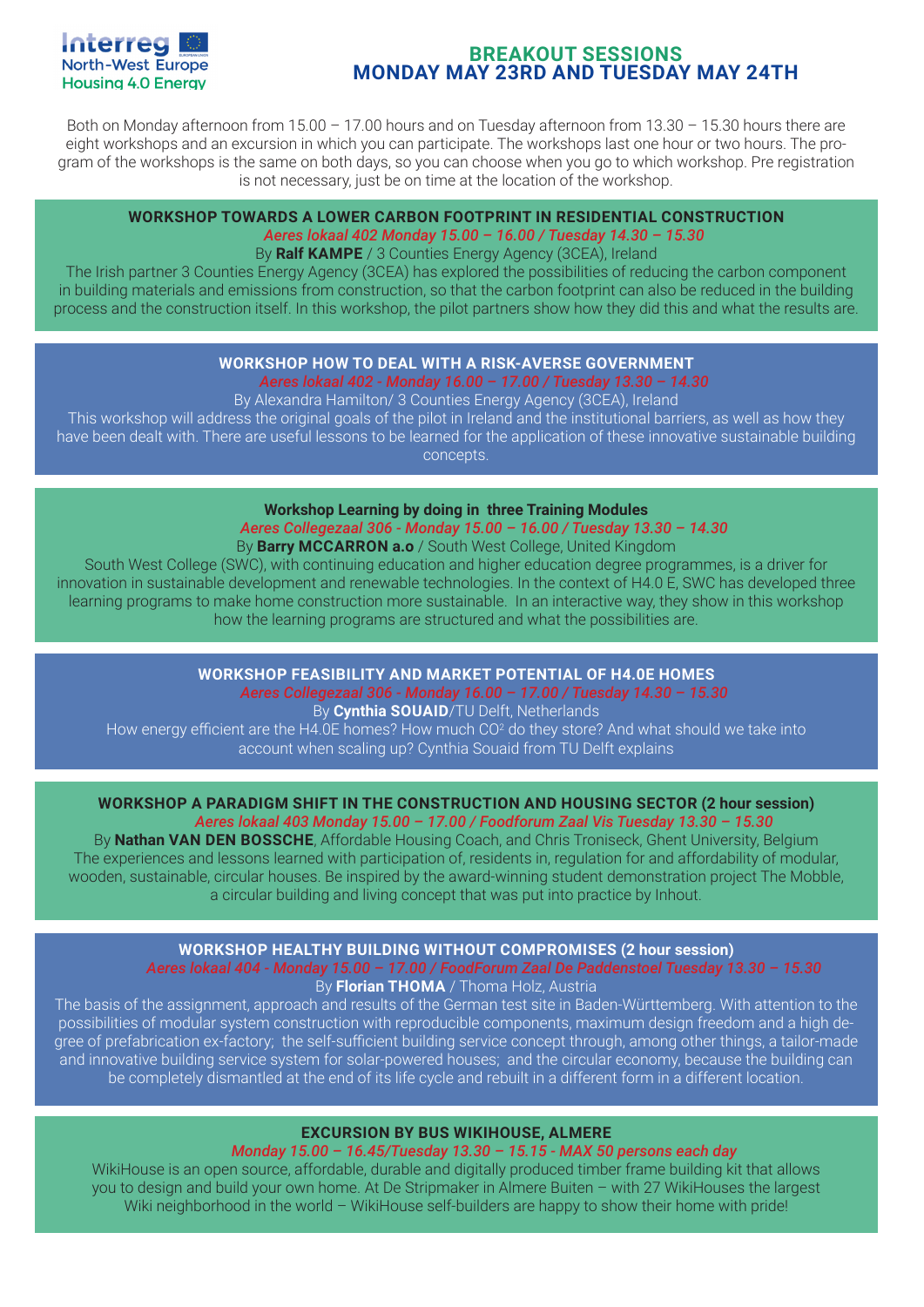Interreg North-West Europe Housing 4.0 Energy

# BREAKOUT SESSIONS MONDAY MAY 23RD AND TUESDAY MAY 24TH

Both on Monday afternoon from 15.00 – 17.00 hours and on Tuesday afternoon from 13.30 – 15.30 hours there are eight workshops and an excursion in which you can participate. The workshops last one hour or two hours. The program of the workshops is the same on both days, so you can choose when you go to which workshop. Pre registration is not necessary, just be on time at the location of the workshop.

## WORKSHOP TOWARDS A LOWER CARBON FOOTPRINT IN RESIDENTIAL CONSTRUCTION

*Aeres lokaal 402 Monday 15.00 – 16.00 / Tuesday 14.30 – 15.30*

By **Ralf KAMPE** / 3 Counties Energy Agency (3CEA), Ireland

The Irish partner 3 Counties Energy Agency (3CEA) has explored the possibilities of reducing the carbon component in building materials and emissions from construction, so that the carbon footprint can also be reduced in the building process and the construction itself. In this workshop, the pilot partners show how they did this and what the results are.

## WORKSHOP HOW TO DEAL WITH A RISK-AVERSE GOVERNMENT

*Aeres lokaal 402 - Monday 16.00 – 17.00 / Tuesday 13.30 – 14.30*

By Alexandra Hamilton/ 3 Counties Energy Agency (3CEA), Ireland

This workshop will address the original goals of the pilot in Ireland and the institutional barriers, as well as how they have been dealt with. There are useful lessons to be learned for the application of these innovative sustainable building concepts.

## Workshop Learning by doing in three Training Modules

*Aeres Collegezaal 306 - Monday 15.00 – 16.00 / Tuesday 13.30 – 14.30*

By **Barry MCCARRON a.o** / South West College, United Kingdom

South West College (SWC), with continuing education and higher education degree programmes, is a driver for innovation in sustainable development and renewable technologies. In the context of H4.0 E, SWC has developed three learning programs to make home construction more sustainable. In an interactive way, they show in this workshop how the learning programs are structured and what the possibilities are.

## WORKSHOP FEASIBILITY AND MARKET POTENTIAL OF H4.0E HOMES

*Aeres Collegezaal 306 - Monday 16.00 – 17.00 / Tuesday 14.30 – 15.30*

By **Cynthia SOUAID**/TU Delft, Netherlands

How energy efficient are the H4.0E homes? How much $CO^2$ do they store? And what should we take into account when scaling up? Cynthia Souaid from TU Delft explains

## WORKSHOP A PARADIGM SHIFT IN THE CONSTRUCTION AND HOUSING SECTOR (2 hour session)

*Aeres lokaal 403 Monday 15.00 – 17.00 / Foodforum Zaal Vis Tuesday 13.30 – 15.30*

By **Nathan VAN DEN BOSSCHE**, Affordable Housing Coach, and Chris Troniseck, Ghent University, Belgium

The experiences and lessons learned with participation of, residents in, regulation for and affordability of modular, wooden, sustainable, circular houses. Be inspired by the award-winning student demonstration project The Mobble, a circular building and living concept that was put into practice by Inhout.

## WORKSHOP HEALTHY BUILDING WITHOUT COMPROMISES (2 hour session)

*Aeres lokaal 404 - Monday 15.00 – 17.00 / FoodForum Zaal De Paddenstoel Tuesday 13.30 – 15.30*

By **Florian THOMA** / Thoma Holz, Austria

The basis of the assignment, approach and results of the German test site in Baden-Württemberg. With attention to the possibilities of modular system construction with reproducible components, maximum design freedom and a high degree of prefabrication ex-factory; the self-sufficient building service concept through, among other things, a tailor-made and innovative building service system for solar-powered houses; and the circular economy, because the building can be completely dismantled at the end of its life cycle and rebuilt in a different form in a different location.

## EXCURSION BY BUS WIKIHOUSE, ALMERE

*Monday 15.00 – 16.45/Tuesday 13.30 – 15.15 - MAX 50 persons each day*

WikiHouse is an open source, affordable, durable and digitally produced timber frame building kit that allows you to design and build your own home. At De Stripmaker in Almere Buiten – with 27 WikiHouses the largest Wiki neighborhood in the world – WikiHouse self-builders are happy to show their home with pride!